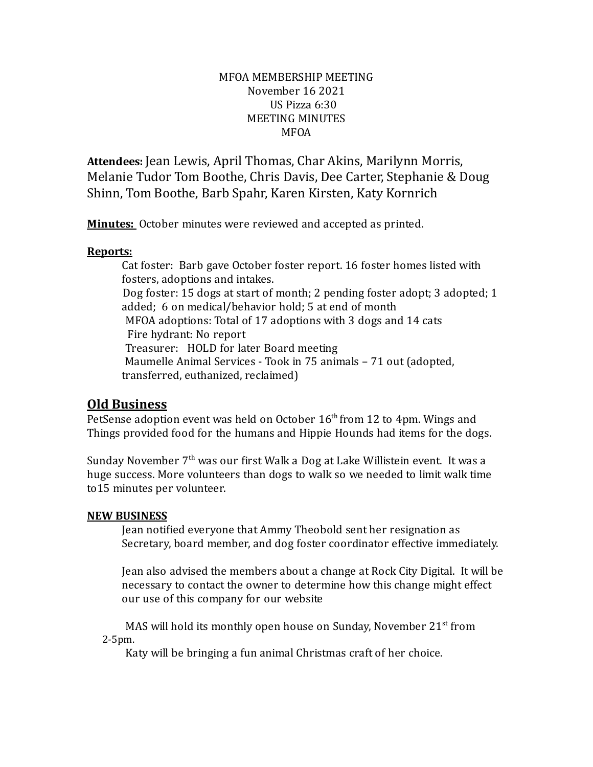MFOA MEMBERSHIP MEETING
November 16 2021
US Pizza 6:30
MEETING MINUTES
MFOA

**Attendees:** Jean Lewis, April Thomas, Char Akins, Marilynn Morris, Melanie Tudor Tom Boothe, Chris Davis, Dee Carter, Stephanie & Doug Shinn, Tom Boothe, Barb Spahr, Karen Kirsten, Katy Kornrich

**Minutes:** October minutes were reviewed and accepted as printed.

**Reports:**

Cat foster: Barb gave October foster report. 16 foster homes listed with fosters, adoptions and intakes.
Dog foster: 15 dogs at start of month; 2 pending foster adopt; 3 adopted; 1 added; 6 on medical/behavior hold; 5 at end of month
MFOA adoptions: Total of 17 adoptions with 3 dogs and 14 cats
Fire hydrant: No report
Treasurer: HOLD for later Board meeting
Maumelle Animal Services - Took in 75 animals – 71 out (adopted, transferred, euthanized, reclaimed)

## Old Business

PetSense adoption event was held on October 16th from 12 to 4pm. Wings and Things provided food for the humans and Hippie Hounds had items for the dogs.

Sunday November 7th was our first Walk a Dog at Lake Willistein event. It was a huge success. More volunteers than dogs to walk so we needed to limit walk time to15 minutes per volunteer.

**NEW BUSINESS**

Jean notified everyone that Ammy Theobold sent her resignation as Secretary, board member, and dog foster coordinator effective immediately.

Jean also advised the members about a change at Rock City Digital. It will be necessary to contact the owner to determine how this change might effect our use of this company for our website

MAS will hold its monthly open house on Sunday, November 21st from 2-5pm.
Katy will be bringing a fun animal Christmas craft of her choice.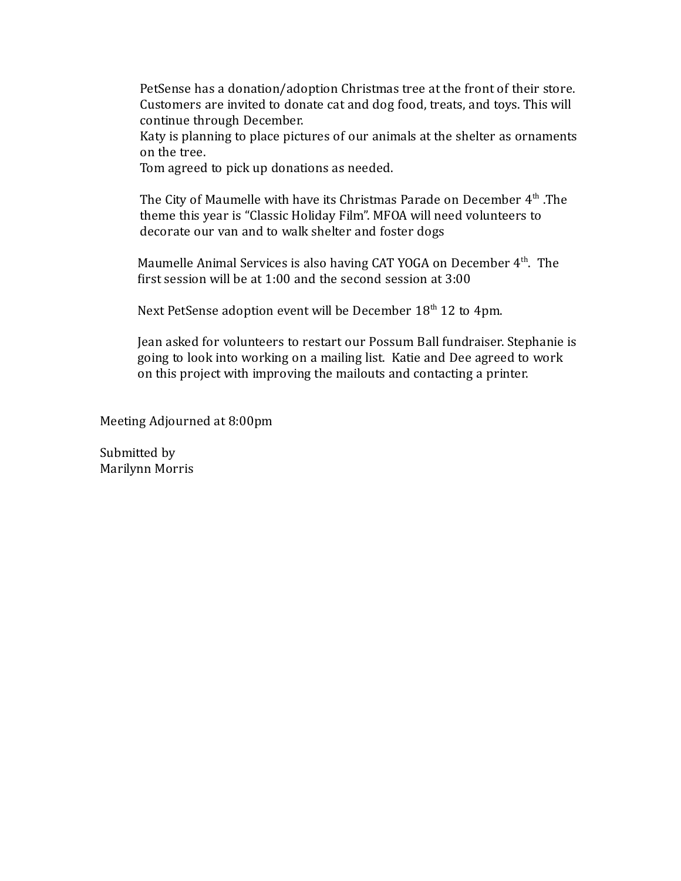PetSense has a donation/adoption Christmas tree at the front of their store. Customers are invited to donate cat and dog food, treats, and toys. This will continue through December.
Katy is planning to place pictures of our animals at the shelter as ornaments on the tree.
Tom agreed to pick up donations as needed.

The City of Maumelle with have its Christmas Parade on December 4th .The theme this year is “Classic Holiday Film”. MFOA will need volunteers to decorate our van and to walk shelter and foster dogs

Maumelle Animal Services is also having CAT YOGA on December 4th. The first session will be at 1:00 and the second session at 3:00

Next PetSense adoption event will be December 18th 12 to 4pm.

Jean asked for volunteers to restart our Possum Ball fundraiser. Stephanie is going to look into working on a mailing list. Katie and Dee agreed to work on this project with improving the mailouts and contacting a printer.

Meeting Adjourned at 8:00pm

Submitted by
Marilynn Morris